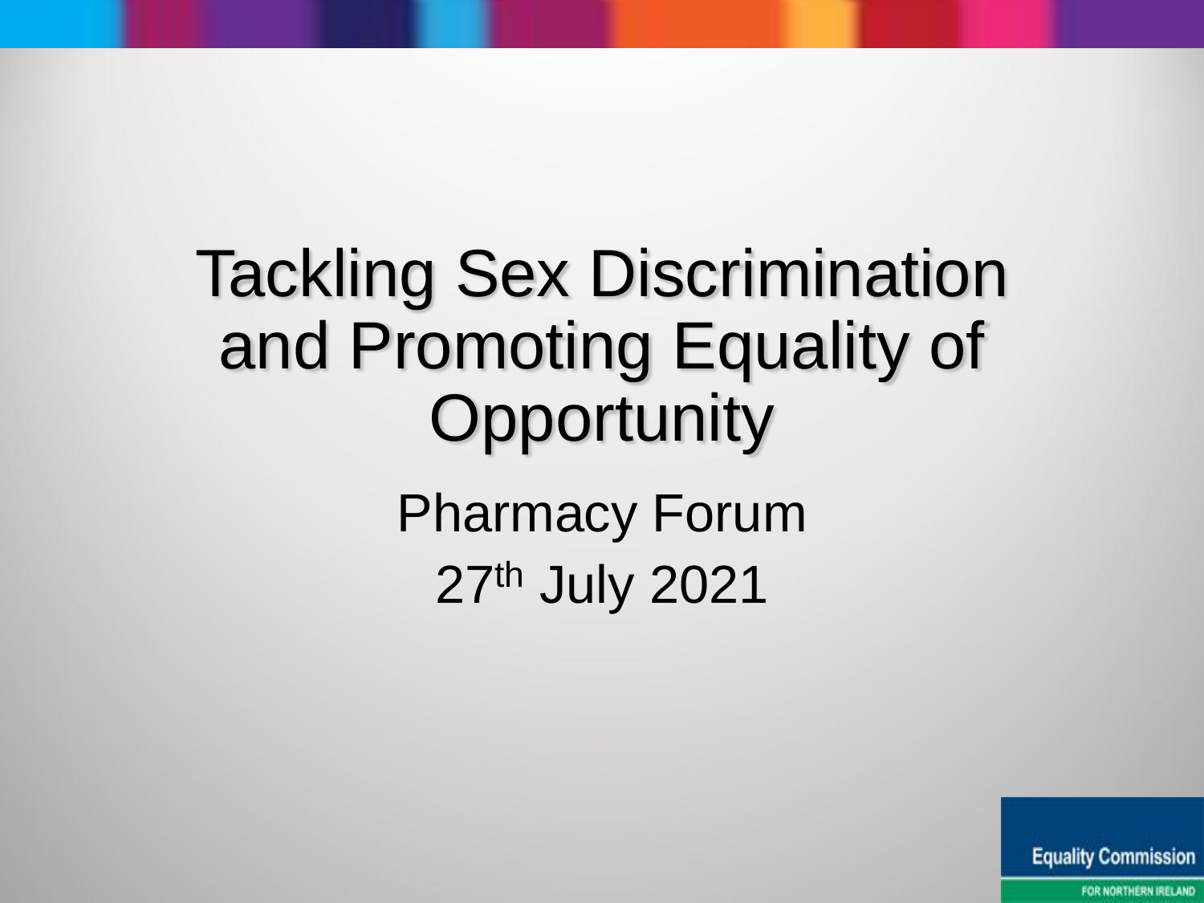# Tackling Sex Discrimination and Promoting Equality of Opportunity

Pharmacy Forum

27th July 2021

Equality Commission FOR NORTHERN IRELAND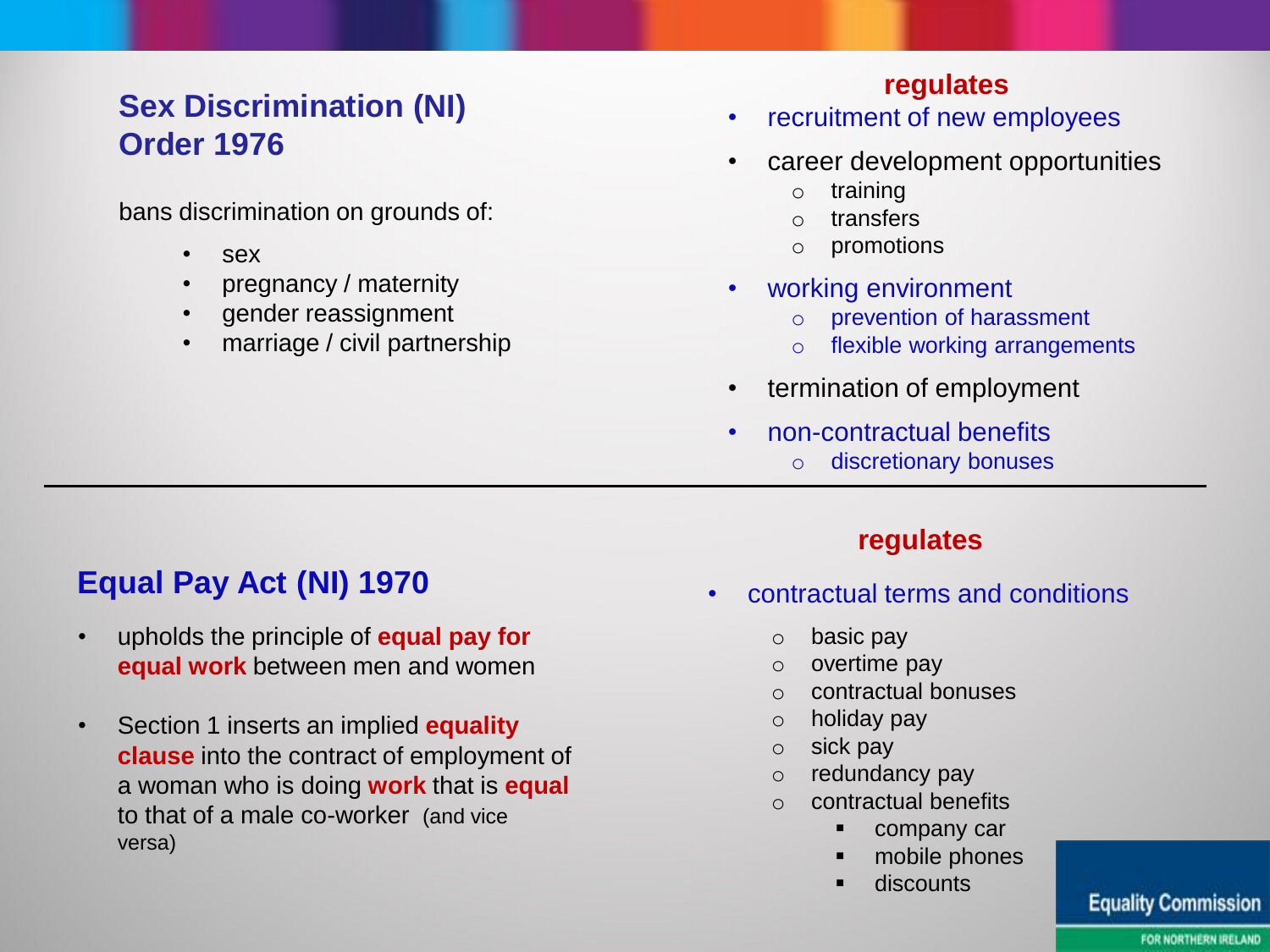## Sex Discrimination (NI) Order 1976

bans discrimination on grounds of:

- sex
- pregnancy / maternity
- gender reassignment
- marriage / civil partnership

**regulates**

- recruitment of new employees
- career development opportunities
  - training
  - transfers
  - promotions
- working environment
  - prevention of harassment
  - flexible working arrangements
- termination of employment
- non-contractual benefits
  - discretionary bonuses

---

## Equal Pay Act (NI) 1970

- upholds the principle of **equal pay for equal work** between men and women
- Section 1 inserts an implied **equality clause** into the contract of employment of a woman who is doing **work** that is **equal** to that of a male co-worker (and vice versa)

**regulates**

- contractual terms and conditions
  - basic pay
  - overtime pay
  - contractual bonuses
  - holiday pay
  - sick pay
  - redundancy pay
  - contractual benefits
    - company car
    - mobile phones
    - discounts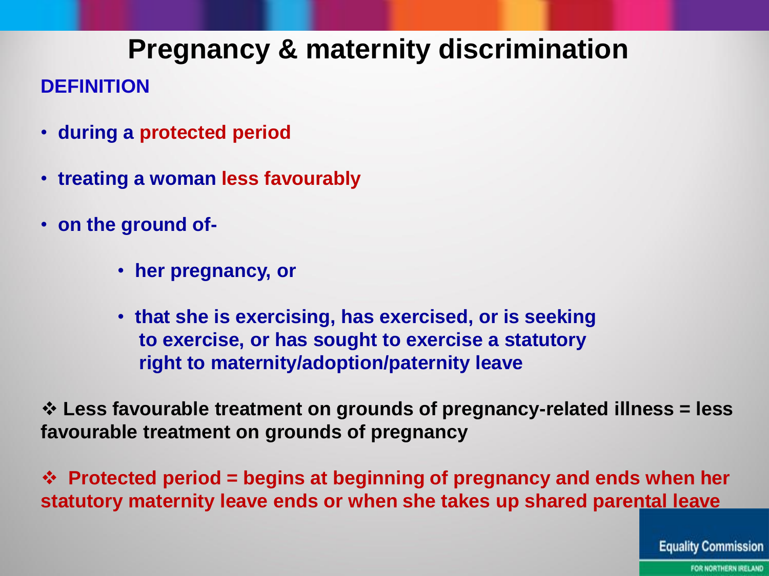# Pregnancy & maternity discrimination

**DEFINITION**

- **during a protected period**
- **treating a woman less favourably**
- **on the ground of-**
  - **her pregnancy, or**
  - **that she is exercising, has exercised, or is seeking to exercise, or has sought to exercise a statutory right to maternity/adoption/paternity leave**

❖ **Less favourable treatment on grounds of pregnancy-related illness = less favourable treatment on grounds of pregnancy**

❖ **Protected period = begins at beginning of pregnancy and ends when her statutory maternity leave ends or when she takes up shared parental leave**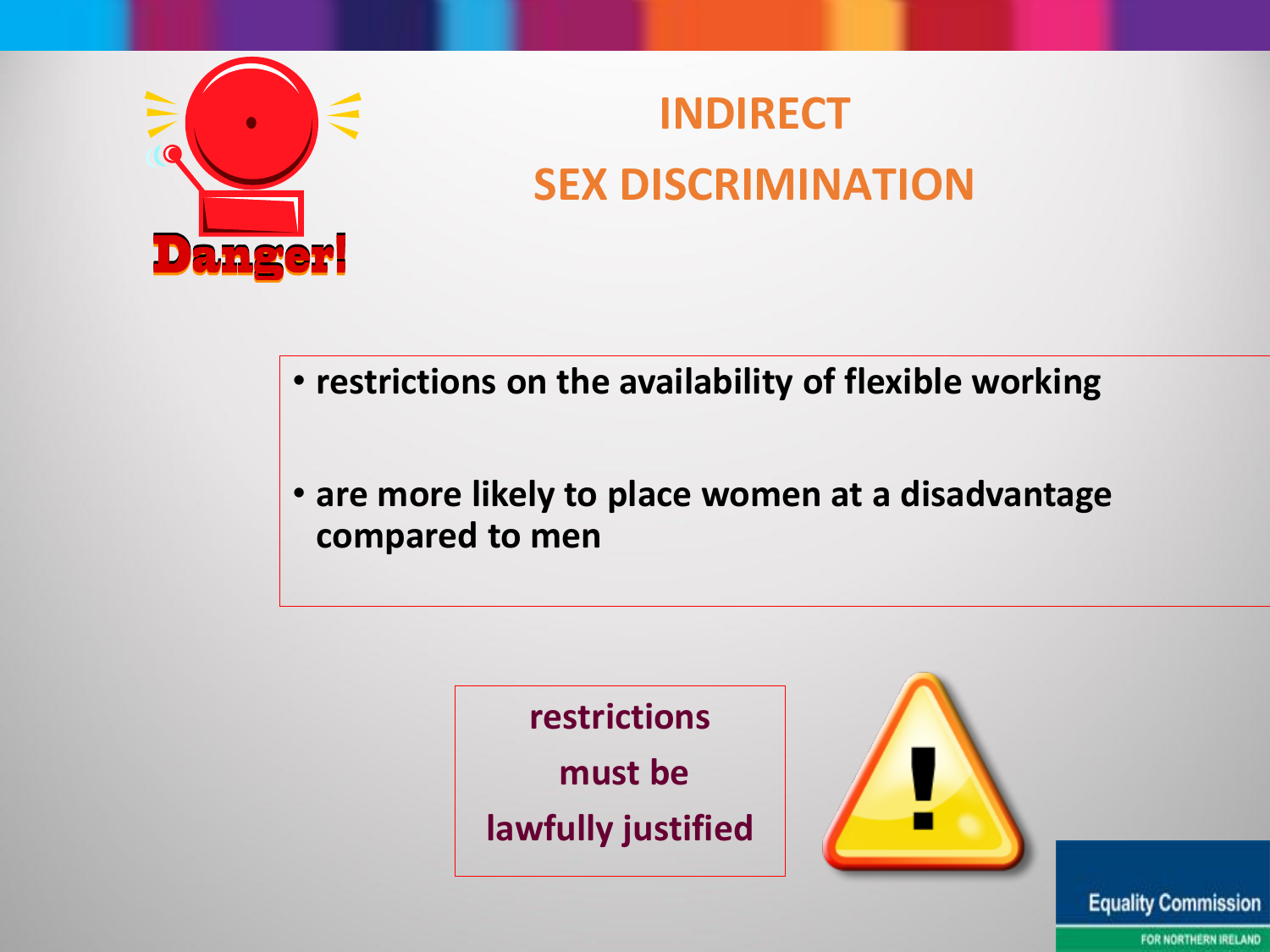# INDIRECT SEX DISCRIMINATION

- **restrictions on the availability of flexible working**
- **are more likely to place women at a disadvantage compared to men**

**restrictions must be lawfully justified**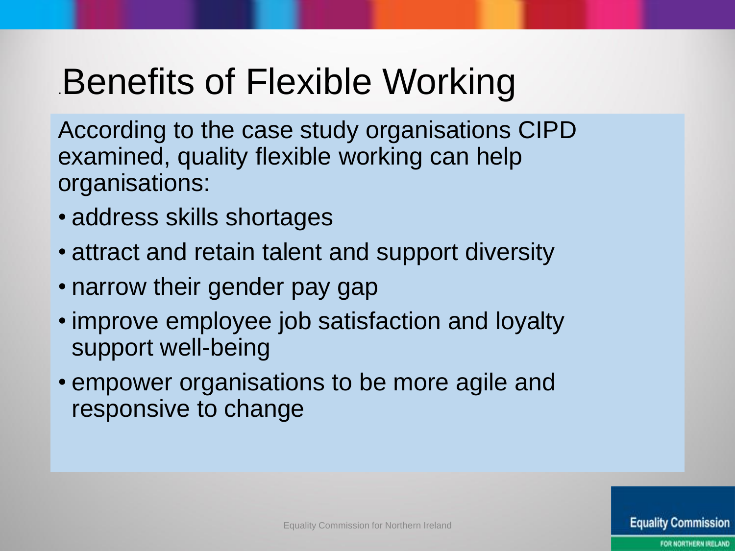# Benefits of Flexible Working

According to the case study organisations CIPD examined, quality flexible working can help organisations:

- address skills shortages
- attract and retain talent and support diversity
- narrow their gender pay gap
- improve employee job satisfaction and loyalty support well-being
- empower organisations to be more agile and responsive to change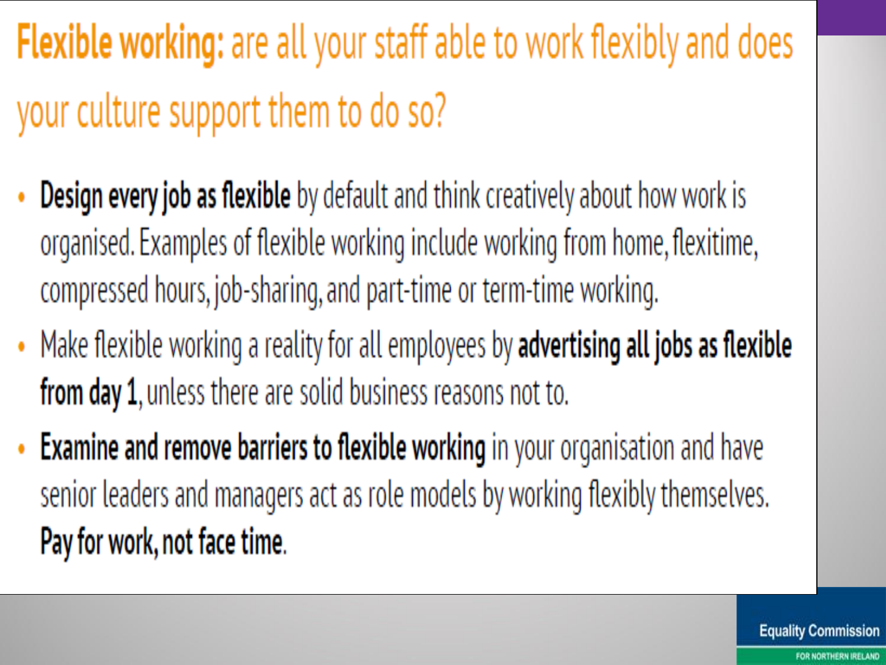## **Flexible working:** are all your staff able to work flexibly and does your culture support them to do so?

- **Design every job as flexible** by default and think creatively about how work is organised. Examples of flexible working include working from home, flexitime, compressed hours, job-sharing, and part-time or term-time working.
- Make flexible working a reality for all employees by **advertising all jobs as flexible from day 1**, unless there are solid business reasons not to.
- **Examine and remove barriers to flexible working** in your organisation and have senior leaders and managers act as role models by working flexibly themselves. **Pay for work, not face time**.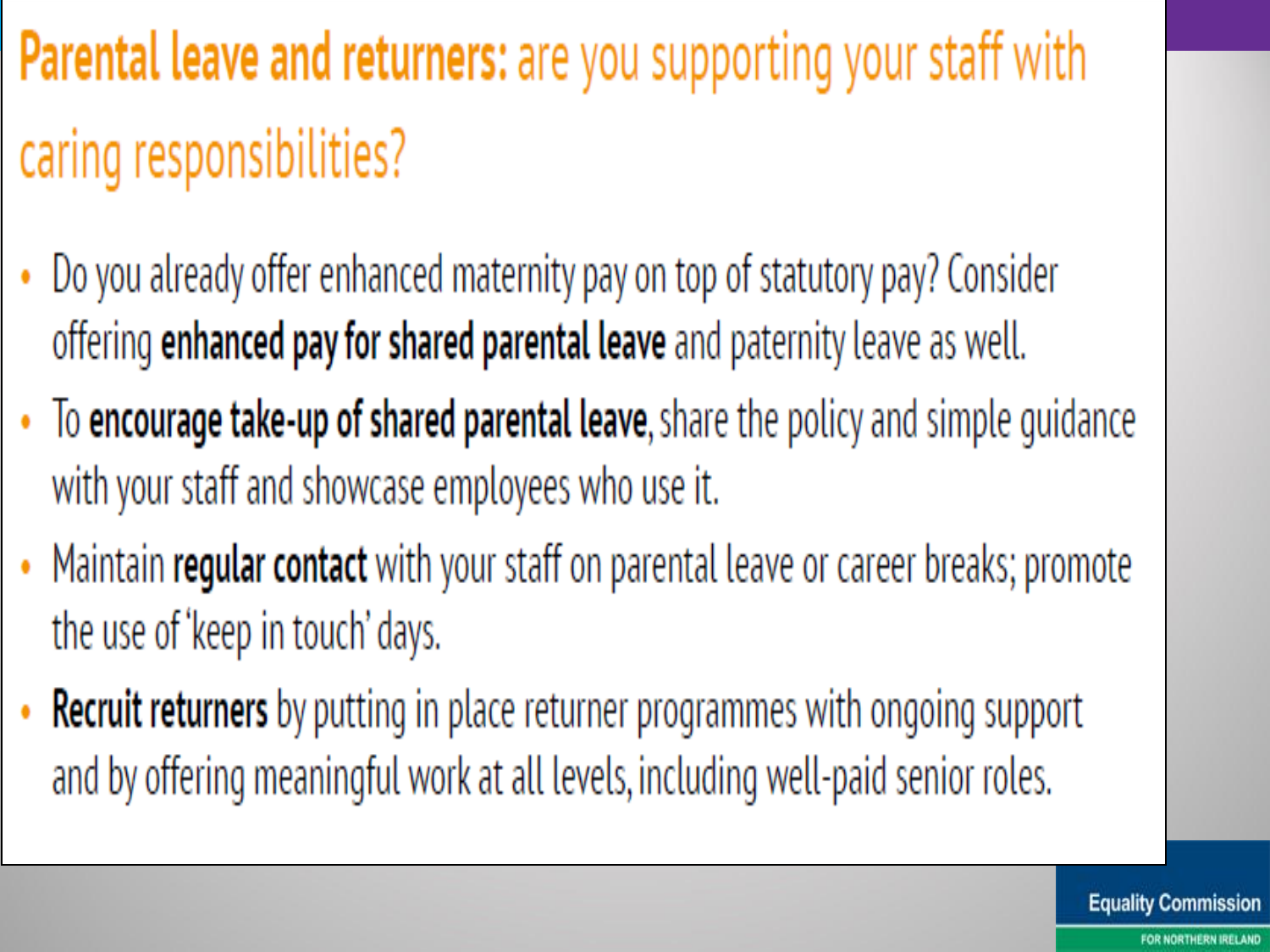# **Parental leave and returners:** are you supporting your staff with caring responsibilities?

- Do you already offer enhanced maternity pay on top of statutory pay? Consider offering **enhanced pay for shared parental leave** and paternity leave as well.
- To **encourage take-up of shared parental leave**, share the policy and simple guidance with your staff and showcase employees who use it.
- Maintain **regular contact** with your staff on parental leave or career breaks; promote the use of 'keep in touch' days.
- **Recruit returners** by putting in place returner programmes with ongoing support and by offering meaningful work at all levels, including well-paid senior roles.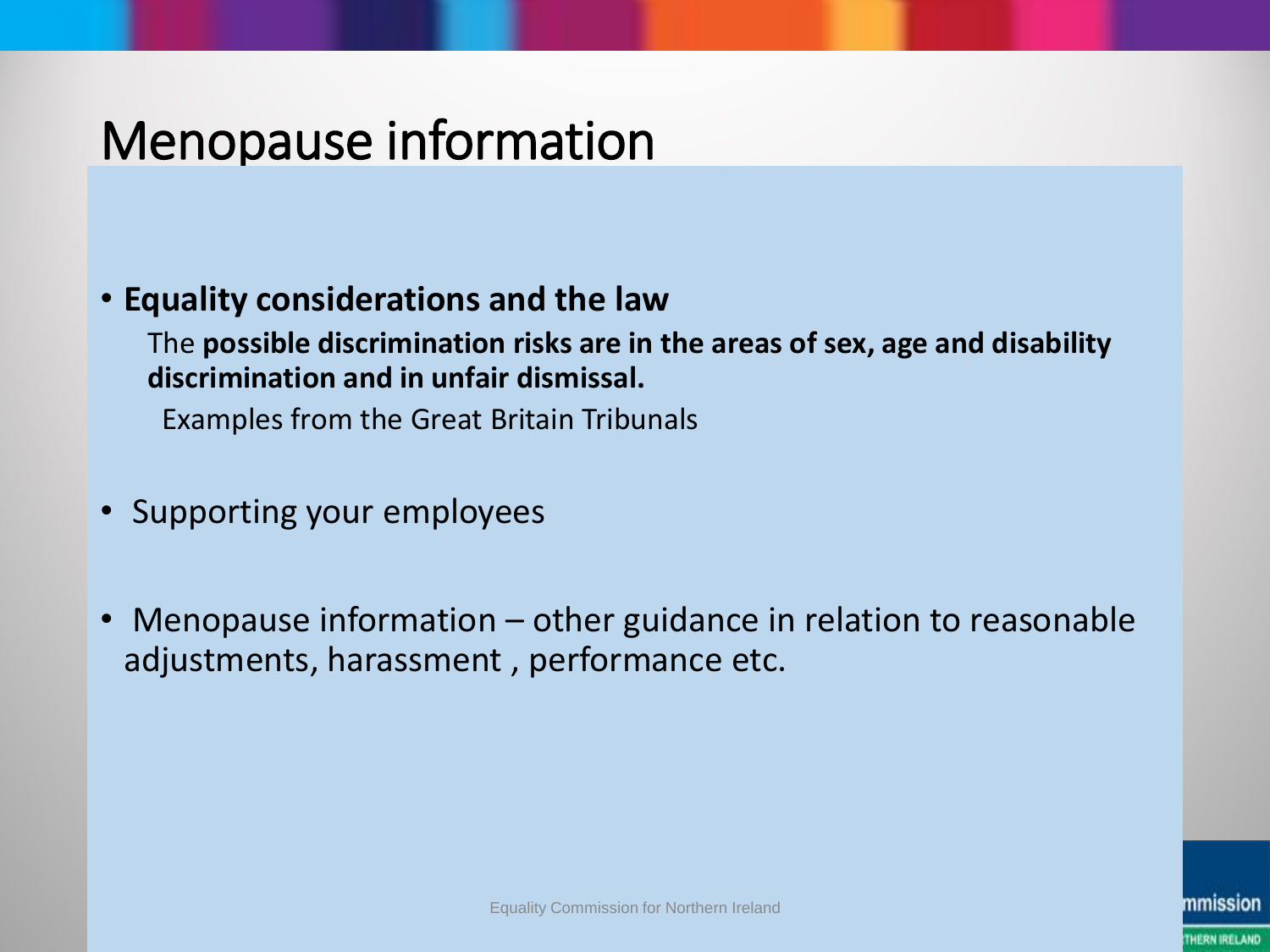# Menopause information

- **Equality considerations and the law**

  The **possible discrimination risks are in the areas of sex, age and disability discrimination and in unfair dismissal.**

  Examples from the Great Britain Tribunals

- Supporting your employees

- Menopause information – other guidance in relation to reasonable adjustments, harassment , performance etc.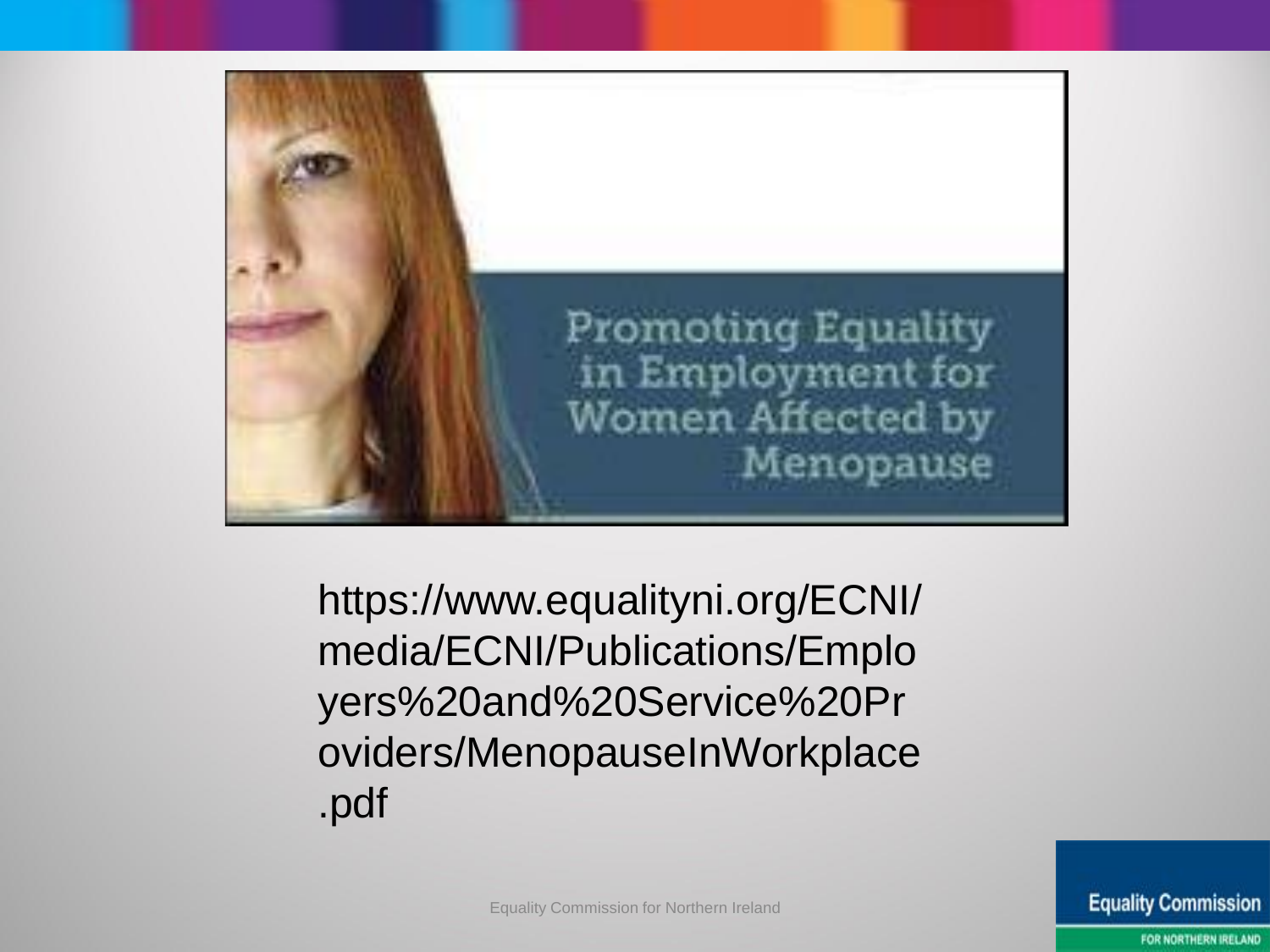Promoting Equality in Employment for Women Affected by Menopause

https://www.equalityni.org/ECNI/media/ECNI/Publications/Employers%20and%20Service%20Providers/MenopauseInWorkplace.pdf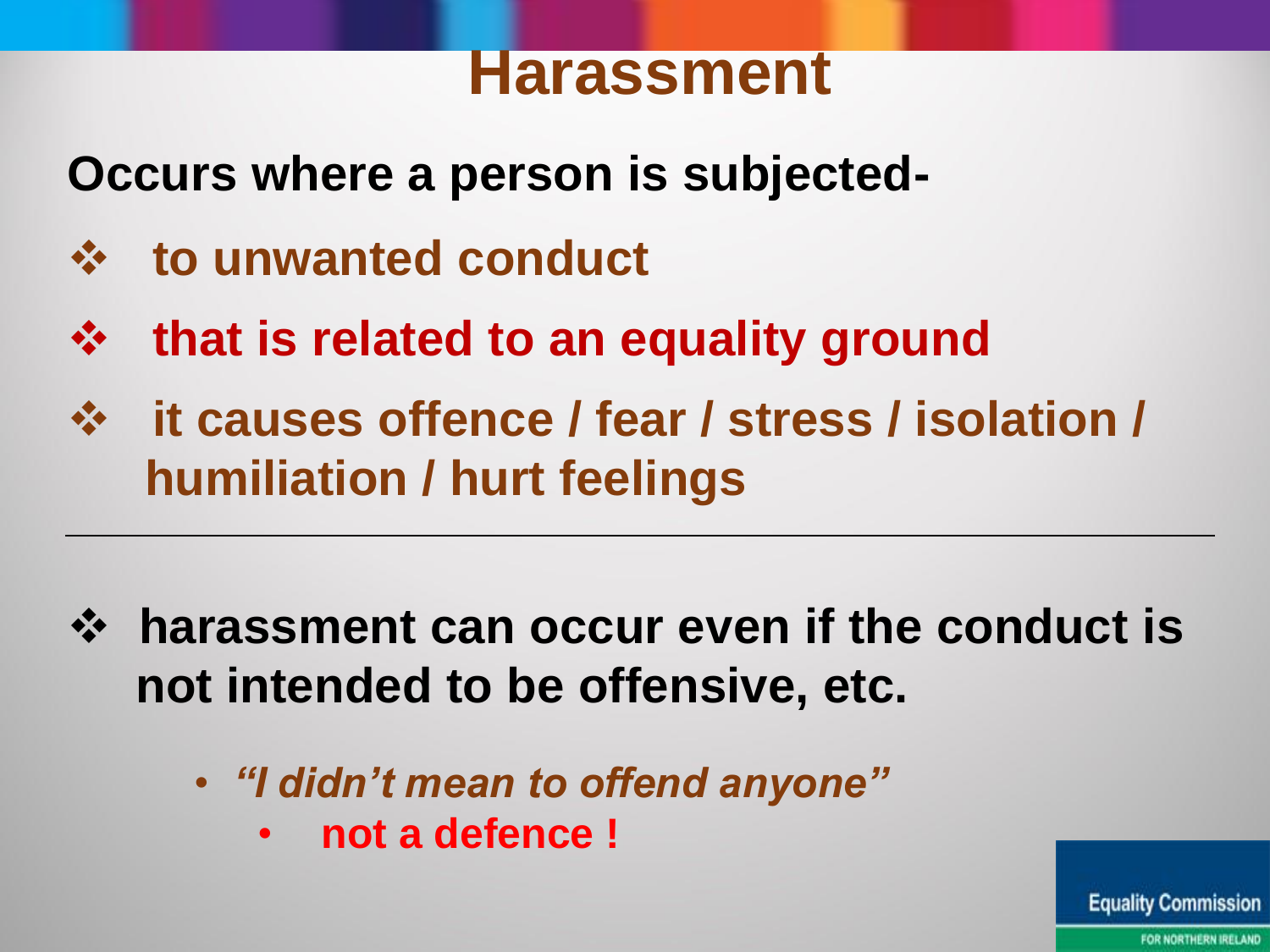# Harassment

**Occurs where a person is subjected-**

- **to unwanted conduct**
- **that is related to an equality ground**
- **it causes offence / fear / stress / isolation / humiliation / hurt feelings**

---

- **harassment can occur even if the conduct is not intended to be offensive, etc.**
  - ***"I didn't mean to offend anyone"***
    - **not a defence !**

Equality Commission FOR NORTHERN IRELAND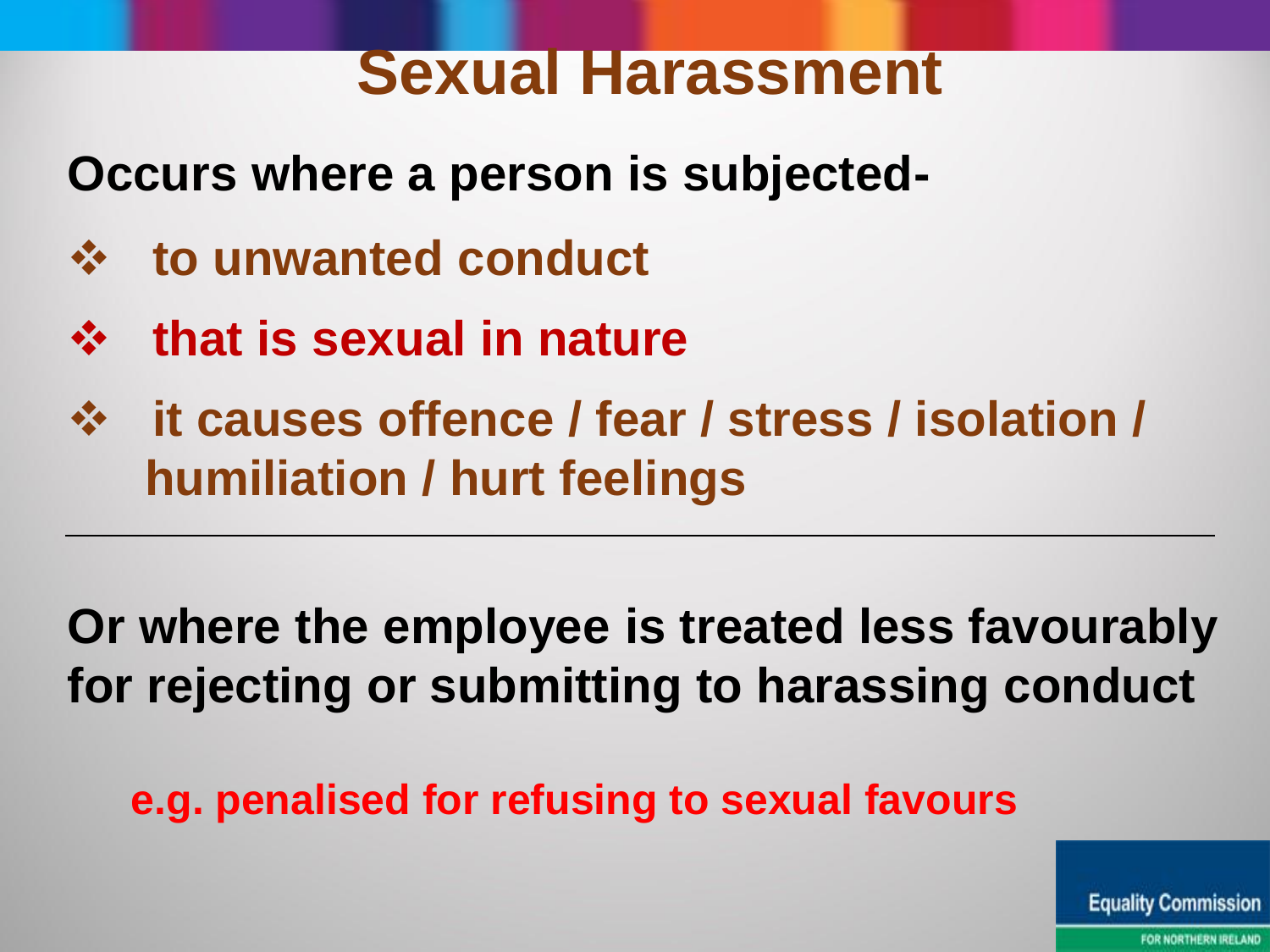# Sexual Harassment

**Occurs where a person is subjected-**

- **to unwanted conduct**
- **that is sexual in nature**
- **it causes offence / fear / stress / isolation / humiliation / hurt feelings**

---

**Or where the employee is treated less favourably for rejecting or submitting to harassing conduct**

**e.g. penalised for refusing to sexual favours**

Equality Commission FOR NORTHERN IRELAND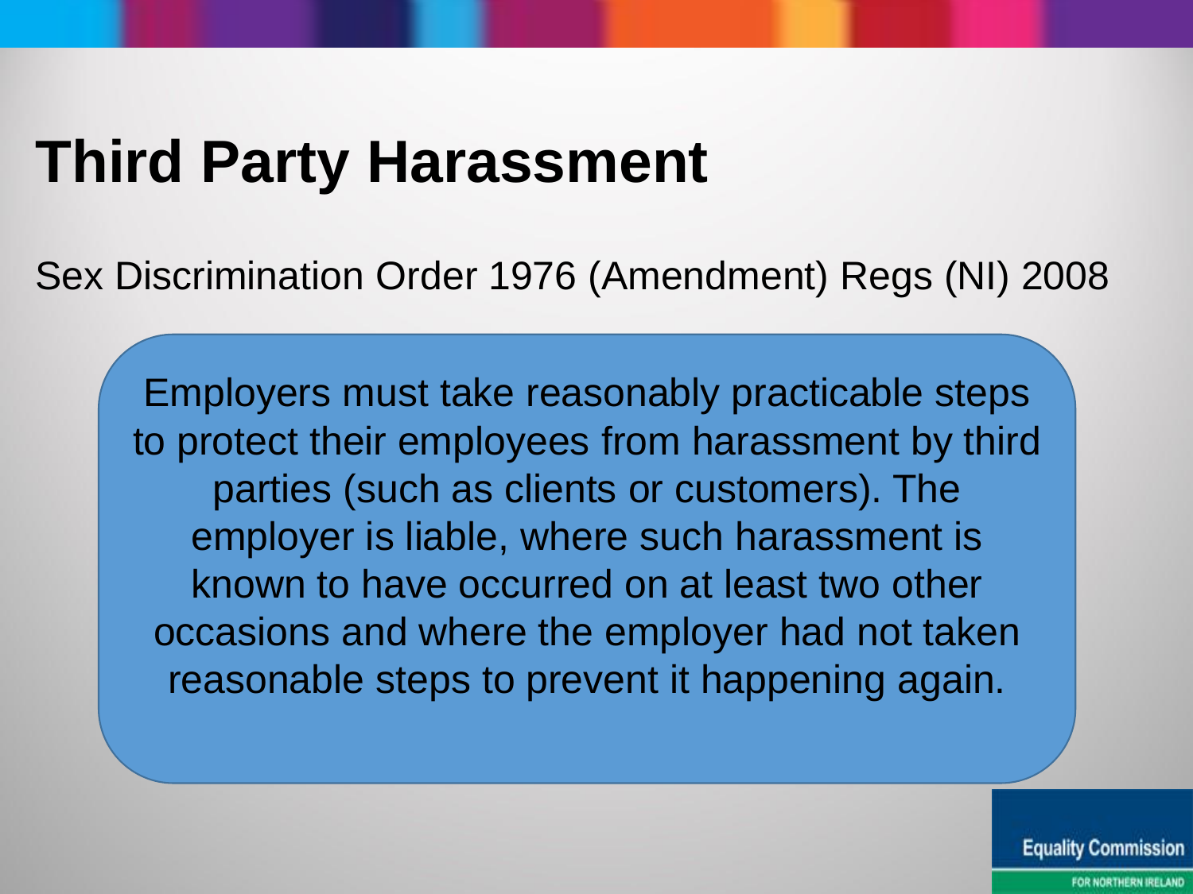# Third Party Harassment

Sex Discrimination Order 1976 (Amendment) Regs (NI) 2008

Employers must take reasonably practicable steps to protect their employees from harassment by third parties (such as clients or customers). The employer is liable, where such harassment is known to have occurred on at least two other occasions and where the employer had not taken reasonable steps to prevent it happening again.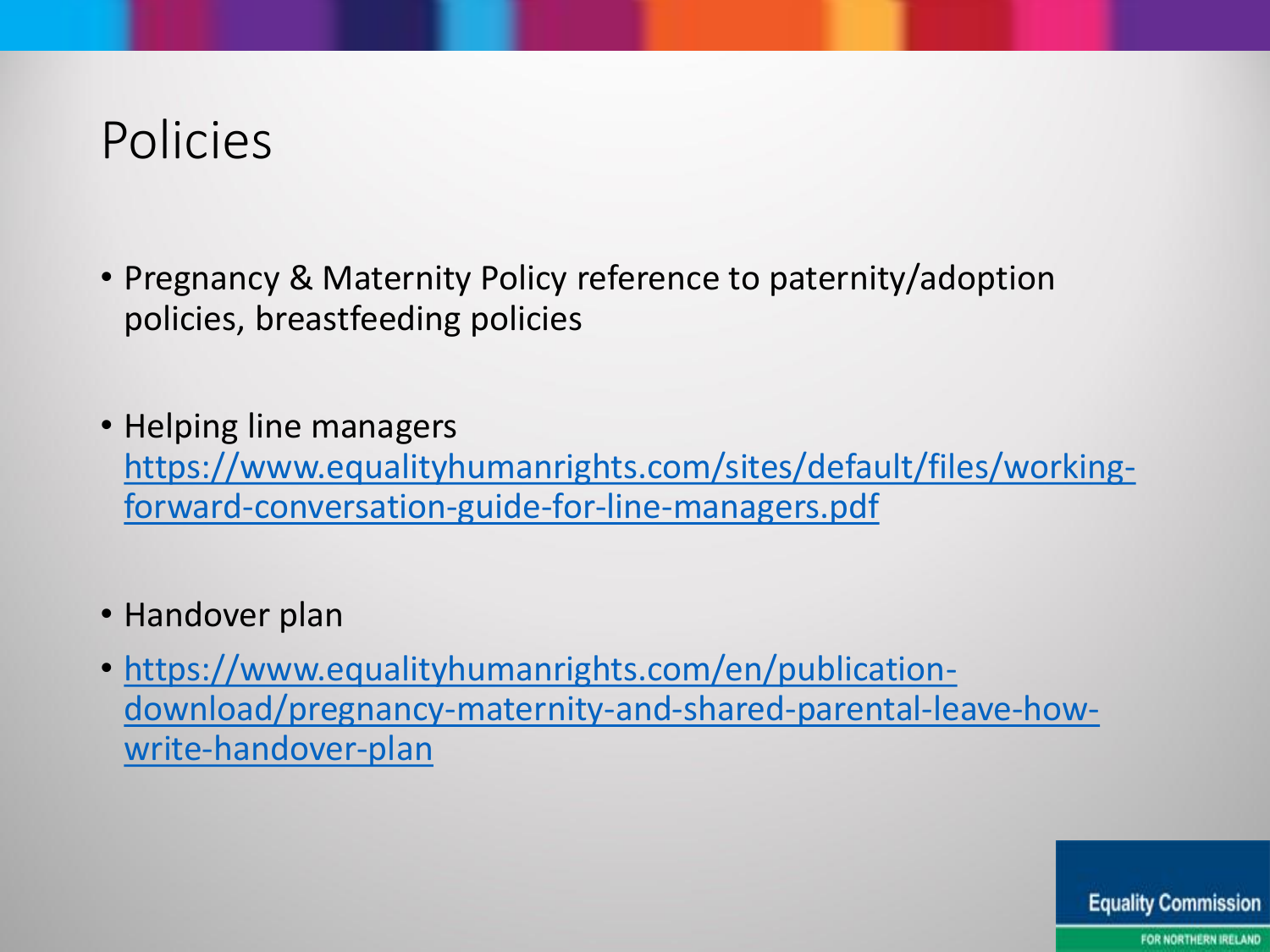# Policies

- Pregnancy & Maternity Policy reference to paternity/adoption policies, breastfeeding policies
- Helping line managers https://www.equalityhumanrights.com/sites/default/files/working-forward-conversation-guide-for-line-managers.pdf
- Handover plan
- https://www.equalityhumanrights.com/en/publication-download/pregnancy-maternity-and-shared-parental-leave-how-write-handover-plan

Equality Commission FOR NORTHERN IRELAND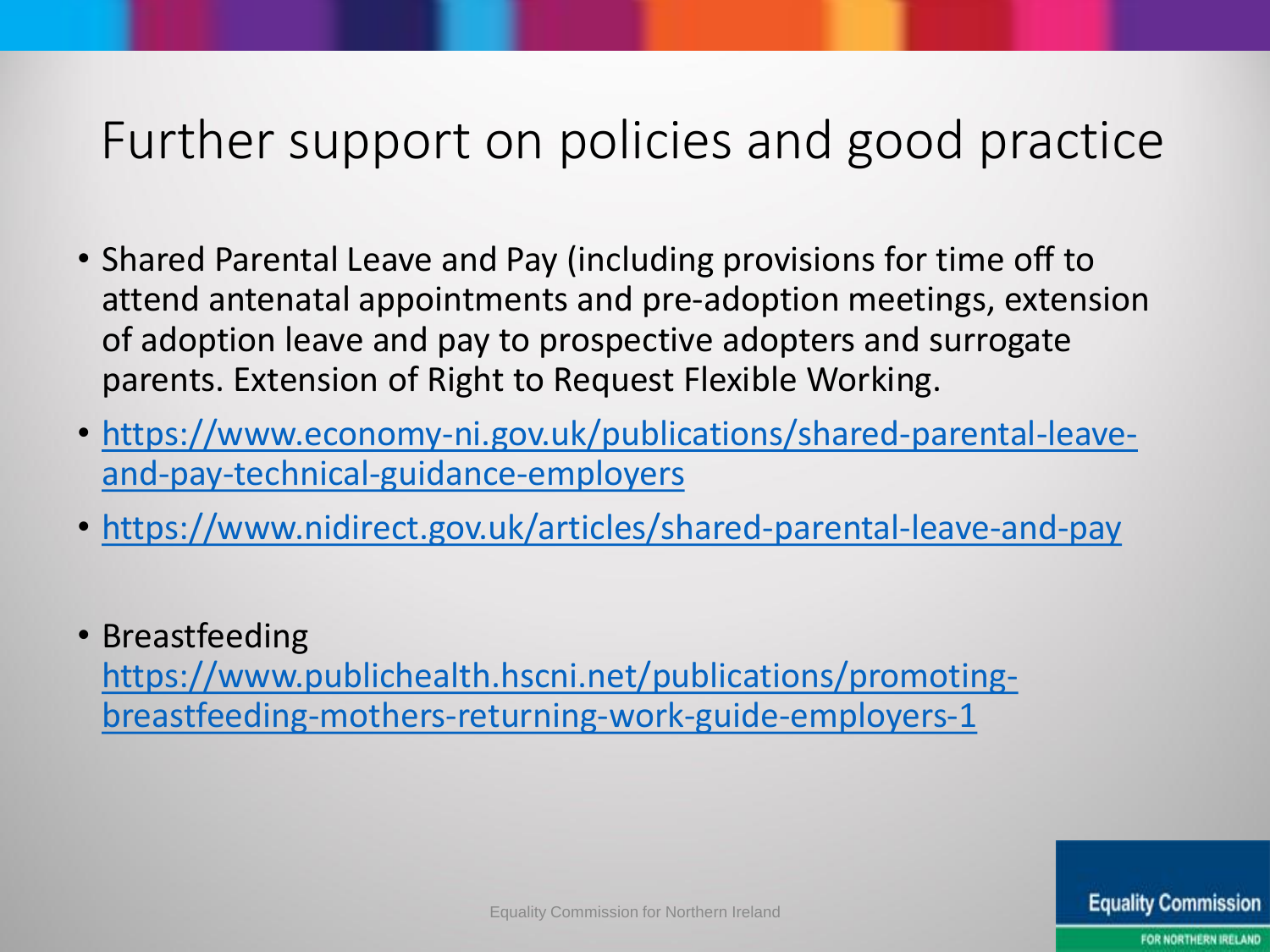# Further support on policies and good practice

- Shared Parental Leave and Pay (including provisions for time off to attend antenatal appointments and pre-adoption meetings, extension of adoption leave and pay to prospective adopters and surrogate parents. Extension of Right to Request Flexible Working.
- https://www.economy-ni.gov.uk/publications/shared-parental-leave-and-pay-technical-guidance-employers
- https://www.nidirect.gov.uk/articles/shared-parental-leave-and-pay

- Breastfeeding
  https://www.publichealth.hscni.net/publications/promoting-breastfeeding-mothers-returning-work-guide-employers-1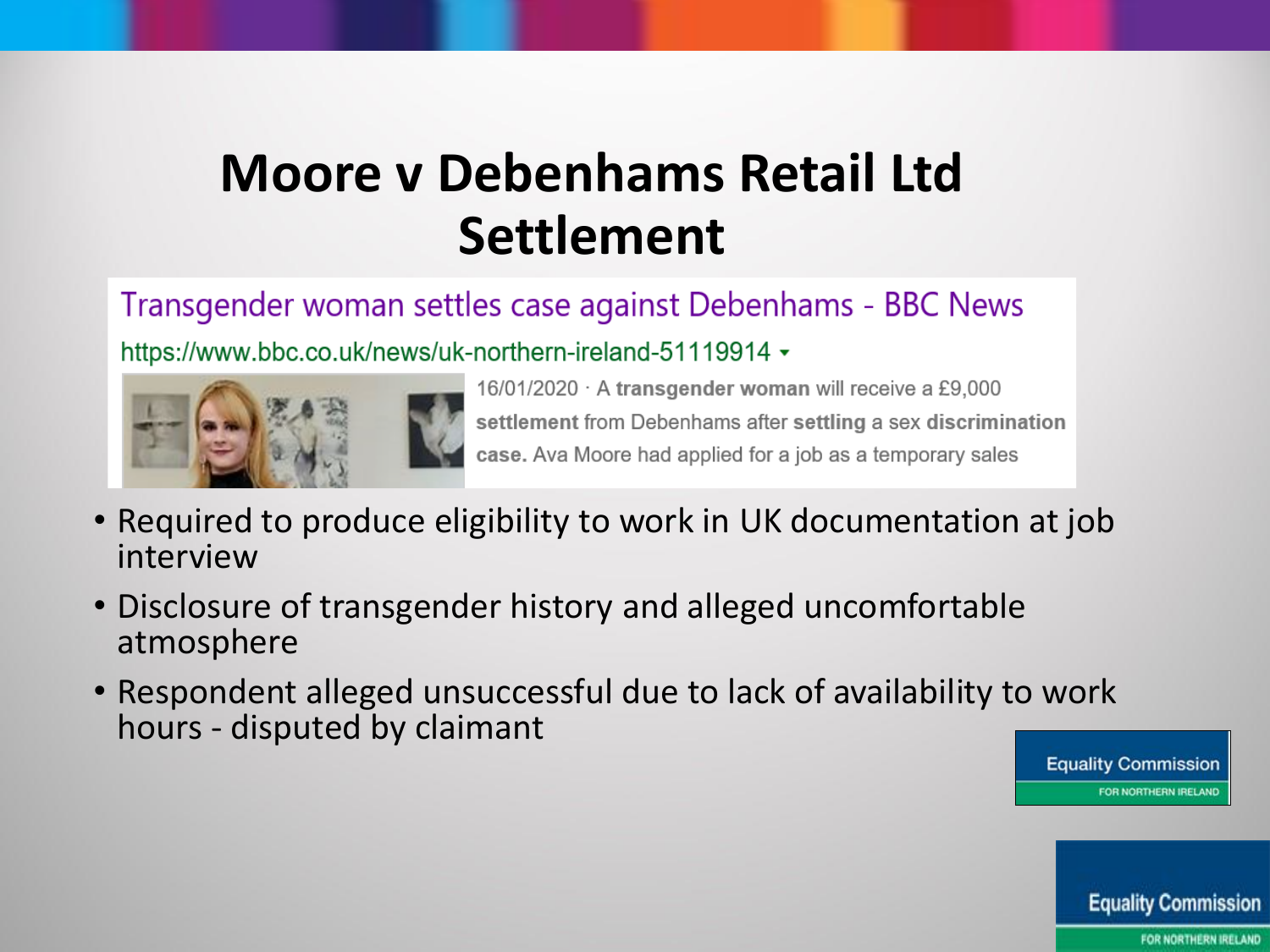# Moore v Debenhams Retail Ltd Settlement

Transgender woman settles case against Debenhams - BBC News

https://www.bbc.co.uk/news/uk-northern-ireland-51119914

16/01/2020 · A **transgender woman** will receive a £9,000 **settlement** from Debenhams after **settling** a sex **discrimination case.** Ava Moore had applied for a job as a temporary sales

- Required to produce eligibility to work in UK documentation at job interview
- Disclosure of transgender history and alleged uncomfortable atmosphere
- Respondent alleged unsuccessful due to lack of availability to work hours - disputed by claimant